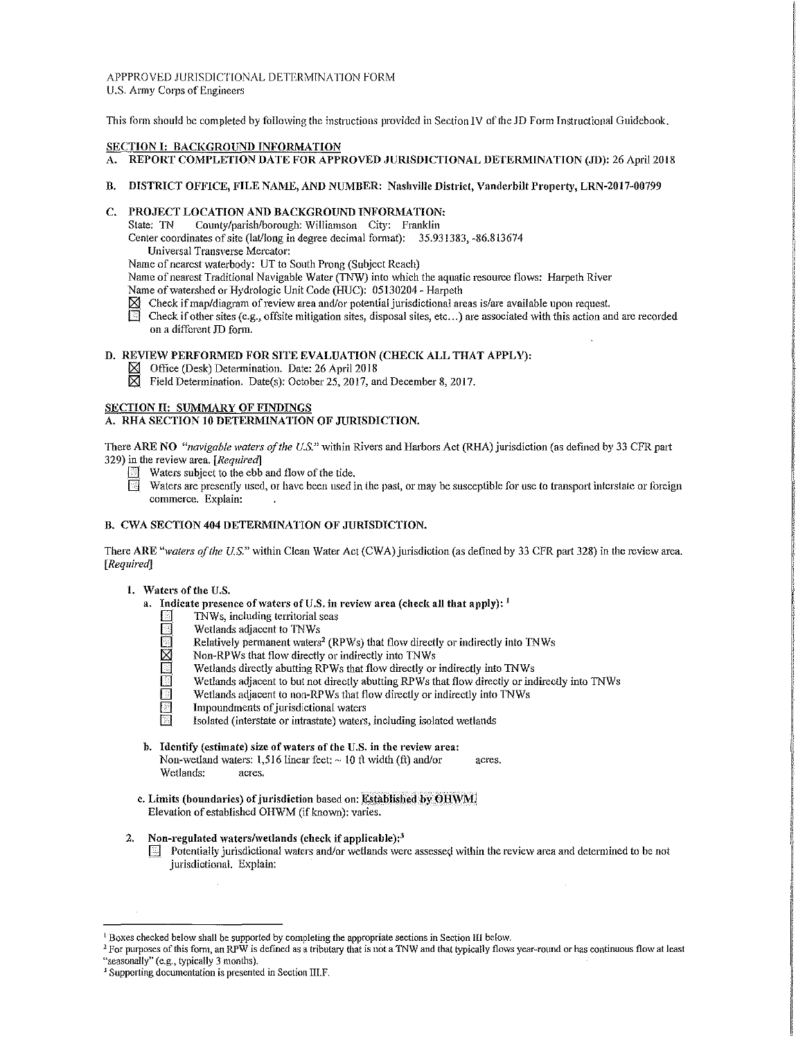APPPROVED JURISDICTIONAL DETERMINATION FORM
U.S. Army Corps of Engineers

This form should be completed by following the instructions provided in Section IV of the JD Form Instructional Guidebook.

## SECTION I: BACKGROUND INFORMATION

**A. REPORT COMPLETION DATE FOR APPROVED JURISDICTIONAL DETERMINATION (JD):** 26 April 2018

**B. DISTRICT OFFICE, FILE NAME, AND NUMBER: Nashville District, Vanderbilt Property, LRN-2017-00799**

**C. PROJECT LOCATION AND BACKGROUND INFORMATION:**

State: TN County/parish/borough: Williamson City: Franklin
Center coordinates of site (lat/long in degree decimal format): 35.931383, -86.813674
Universal Transverse Mercator:
Name of nearest waterbody: UT to South Prong (Subject Reach)
Name of nearest Traditional Navigable Water (TNW) into which the aquatic resource flows: Harpeth River
Name of watershed or Hydrologic Unit Code (HUC): 05130204 - Harpeth

- ☒ Check if map/diagram of review area and/or potential jurisdictional areas is/are available upon request.
- ☐ Check if other sites (e.g., offsite mitigation sites, disposal sites, etc...) are associated with this action and are recorded on a different JD form.

**D. REVIEW PERFORMED FOR SITE EVALUATION (CHECK ALL THAT APPLY):**

- ☒ Office (Desk) Determination. Date: 26 April 2018
- ☒ Field Determination. Date(s): October 25, 2017, and December 8, 2017.

## SECTION II: SUMMARY OF FINDINGS

**A. RHA SECTION 10 DETERMINATION OF JURISDICTION.**

There **ARE NO** *"navigable waters of the U.S."* within Rivers and Harbors Act (RHA) jurisdiction (as defined by 33 CFR part 329) in the review area. *[Required]*

- ☐ Waters subject to the ebb and flow of the tide.
- ☐ Waters are presently used, or have been used in the past, or may be susceptible for use to transport interstate or foreign commerce. Explain:

**B. CWA SECTION 404 DETERMINATION OF JURISDICTION.**

There **ARE** *"waters of the U.S."* within Clean Water Act (CWA) jurisdiction (as defined by 33 CFR part 328) in the review area. *[Required]*

**1. Waters of the U.S.**

**a. Indicate presence of waters of U.S. in review area (check all that apply):** [1]

- ☐ TNWs, including territorial seas
- ☐ Wetlands adjacent to TNWs
- ☐ Relatively permanent waters[2] (RPWs) that flow directly or indirectly into TNWs
- ☒ Non-RPWs that flow directly or indirectly into TNWs
- ☐ Wetlands directly abutting RPWs that flow directly or indirectly into TNWs
- ☐ Wetlands adjacent to but not directly abutting RPWs that flow directly or indirectly into TNWs
- ☐ Wetlands adjacent to non-RPWs that flow directly or indirectly into TNWs
- ☐ Impoundments of jurisdictional waters
- ☐ Isolated (interstate or intrastate) waters, including isolated wetlands

**b. Identify (estimate) size of waters of the U.S. in the review area:**

Non-wetland waters: 1,516 linear feet: ~ 10 ft width (ft) and/or acres.
Wetlands: acres.

**c. Limits (boundaries) of jurisdiction** based on: **Established by OHWM.**
Elevation of established OHWM (if known): varies.

**2. Non-regulated waters/wetlands (check if applicable):**[3]

- ☐ Potentially jurisdictional waters and/or wetlands were assessed within the review area and determined to be not jurisdictional. Explain:

---

[1] Boxes checked below shall be supported by completing the appropriate sections in Section III below.

[2] For purposes of this form, an RPW is defined as a tributary that is not a TNW and that typically flows year-round or has continuous flow at least "seasonally" (e.g., typically 3 months).

[3] Supporting documentation is presented in Section III.F.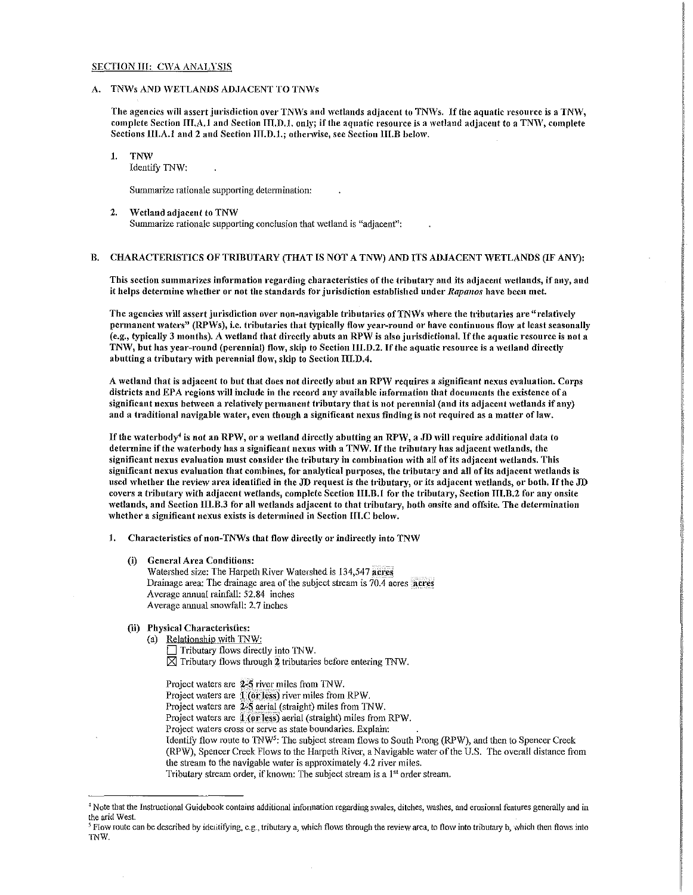SECTION III: CWA ANALYSIS

## A. TNWs AND WETLANDS ADJACENT TO TNWs

**The agencies will assert jurisdiction over TNWs and wetlands adjacent to TNWs. If the aquatic resource is a TNW, complete Section III.A.1 and Section III.D.1. only; if the aquatic resource is a wetland adjacent to a TNW, complete Sections III.A.1 and 2 and Section III.D.1.; otherwise, see Section III.B below.**

1. **TNW**
   Identify TNW: .

   Summarize rationale supporting determination: .

2. **Wetland adjacent to TNW**
   Summarize rationale supporting conclusion that wetland is "adjacent": .

## B. CHARACTERISTICS OF TRIBUTARY (THAT IS NOT A TNW) AND ITS ADJACENT WETLANDS (IF ANY):

**This section summarizes information regarding characteristics of the tributary and its adjacent wetlands, if any, and it helps determine whether or not the standards for jurisdiction established under *Rapanos* have been met.**

**The agencies will assert jurisdiction over non-navigable tributaries of TNWs where the tributaries are "relatively permanent waters" (RPWs), i.e. tributaries that typically flow year-round or have continuous flow at least seasonally (e.g., typically 3 months). A wetland that directly abuts an RPW is also jurisdictional. If the aquatic resource is not a TNW, but has year-round (perennial) flow, skip to Section III.D.2. If the aquatic resource is a wetland directly abutting a tributary with perennial flow, skip to Section III.D.4.**

**A wetland that is adjacent to but that does not directly abut an RPW requires a significant nexus evaluation. Corps districts and EPA regions will include in the record any available information that documents the existence of a significant nexus between a relatively permanent tributary that is not perennial (and its adjacent wetlands if any) and a traditional navigable water, even though a significant nexus finding is not required as a matter of law.**

**If the waterbody[4] is not an RPW, or a wetland directly abutting an RPW, a JD will require additional data to determine if the waterbody has a significant nexus with a TNW. If the tributary has adjacent wetlands, the significant nexus evaluation must consider the tributary in combination with all of its adjacent wetlands. This significant nexus evaluation that combines, for analytical purposes, the tributary and all of its adjacent wetlands is used whether the review area identified in the JD request is the tributary, or its adjacent wetlands, or both. If the JD covers a tributary with adjacent wetlands, complete Section III.B.1 for the tributary, Section III.B.2 for any onsite wetlands, and Section III.B.3 for all wetlands adjacent to that tributary, both onsite and offsite. The determination whether a significant nexus exists is determined in Section III.C below.**

1. **Characteristics of non-TNWs that flow directly or indirectly into TNW**

   (i) **General Area Conditions:**
   Watershed size: The Harpeth River Watershed is 134,547 acres
   Drainage area: The drainage area of the subject stream is 70.4 acres acres
   Average annual rainfall: 52.84 inches
   Average annual snowfall: 2.7 inches

   (ii) **Physical Characteristics:**
   (a) Relationship with TNW:
   ☐ Tributary flows directly into TNW.
   ☒ Tributary flows through 2 tributaries before entering TNW.

   Project waters are 2-5 river miles from TNW.
   Project waters are 1 (or less) river miles from RPW.
   Project waters are 2-5 aerial (straight) miles from TNW.
   Project waters are 1 (or less) aerial (straight) miles from RPW.
   Project waters cross or serve as state boundaries. Explain: .
   Identify flow route to TNW[5]: The subject stream flows to South Prong (RPW), and then to Spencer Creek (RPW), Spencer Creek Flows to the Harpeth River, a Navigable water of the U.S. The overall distance from the stream to the navigable water is approximately 4.2 river miles.
   Tributary stream order, if known: The subject stream is a 1st order stream.

---

[4] Note that the Instructional Guidebook contains additional information regarding swales, ditches, washes, and erosional features generally and in the arid West.

[5] Flow route can be described by identifying, e.g., tributary a, which flows through the review area, to flow into tributary b, which then flows into TNW.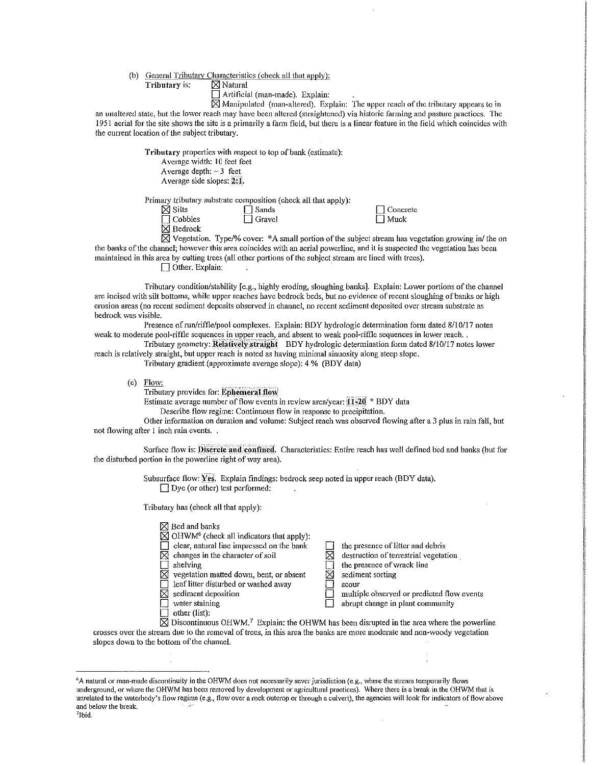(b) General Tributary Characteristics (check all that apply):

**Tributary** is: ☒ Natural

☐ Artificial (man-made). Explain: .

☒ Manipulated (man-altered). Explain: The upper reach of the tributary appears to in an unaltered state, but the lower reach may have been altered (straightened) via historic farming and pasture practices. The 1951 aerial for the site shows the site is a primarily a farm field, but there is a linear feature in the field which coincides with the current location of the subject tributary.

**Tributary** properties with respect to top of bank (estimate):

Average width: 10 feet feet

Average depth: ~ 3 feet

Average side slopes: **2:1**.

Primary tributary substrate composition (check all that apply):

| | | |
|---|---|---|
| ☒ Silts | ☐ Sands | ☐ Concrete |
| ☐ Cobbles | ☐ Gravel | ☐ Muck |
| ☒ Bedrock | | |

☒ Vegetation. Type/% cover: *A small portion of the subject stream has vegetation growing in/ the on the banks of the channel; however this area coincides with an aerial powerline, and it is suspected the vegetation has been maintained in this area by cutting trees (all other portions of the subject stream are lined with trees).

☐ Other. Explain: .

Tributary condition/stability [e.g., highly eroding, sloughing banks]. Explain: Lower portions of the channel are incised with silt bottoms, while upper reaches have bedrock beds, but no evidence of recent sloughing of banks or high erosion areas (no recent sediment deposits observed in channel, no recent sediment deposited over stream substrate as bedrock was visible.

Presence of run/riffle/pool complexes. Explain: BDY hydrologic determination form dated 8/10/17 notes weak to moderate pool-riffle sequences in upper reach, and absent to weak pool-riffle sequences in lower reach. .

Tributary geometry: **Relatively straight** BDY hydrologic determination form dated 8/10/17 notes lower reach is relatively straight, but upper reach is noted as having minimal sinuosity along steep slope.

Tributary gradient (approximate average slope): 4 % (BDY data)

(c) Flow:

Tributary provides for: **Ephemeral flow**

Estimate average number of flow events in review area/year: **11-20** * BDY data

Describe flow regime: Continuous flow in response to precipitation.

Other information on duration and volume: Subject reach was observed flowing after a 3 plus in rain fall, but not flowing after 1 inch rain events. .

Surface flow is: **Discrete and confined.** Characteristics: Entire reach has well defined bed and banks (but for the disturbed portion in the powerline right of way area).

Subsurface flow: **Yes**. Explain findings: bedrock seep noted in upper reach (BDY data).

☐ Dye (or other) test performed: .

Tributary has (check all that apply):

☒ Bed and banks

☒ OHWM[6] (check all indicators that apply):

| | |
|---|---|
| ☐ clear, natural line impressed on the bank | ☐ the presence of litter and debris |
| ☒ changes in the character of soil | ☒ destruction of terrestrial vegetation |
| ☐ shelving | ☐ the presence of wrack line |
| ☒ vegetation matted down, bent, or absent | ☒ sediment sorting |
| ☐ leaf litter disturbed or washed away | ☐ scour |
| ☒ sediment deposition | ☐ multiple observed or predicted flow events |
| ☐ water staining | ☐ abrupt change in plant community |
| ☐ other (list): | |

☒ Discontinuous OHWM.[7] Explain: the OHWM has been disrupted in the area where the powerline crosses over the stream due to the removal of trees, in this area the banks are more moderate and non-woody vegetation slopes down to the bottom of the channel.

---

[6]A natural or man-made discontinuity in the OHWM does not necessarily sever jurisdiction (e.g., where the stream temporarily flows underground, or where the OHWM has been removed by development or agricultural practices). Where there is a break in the OHWM that is unrelated to the waterbody's flow regime (e.g., flow over a rock outcrop or through a culvert), the agencies will look for indicators of flow above and below the break.

[7]Ibid.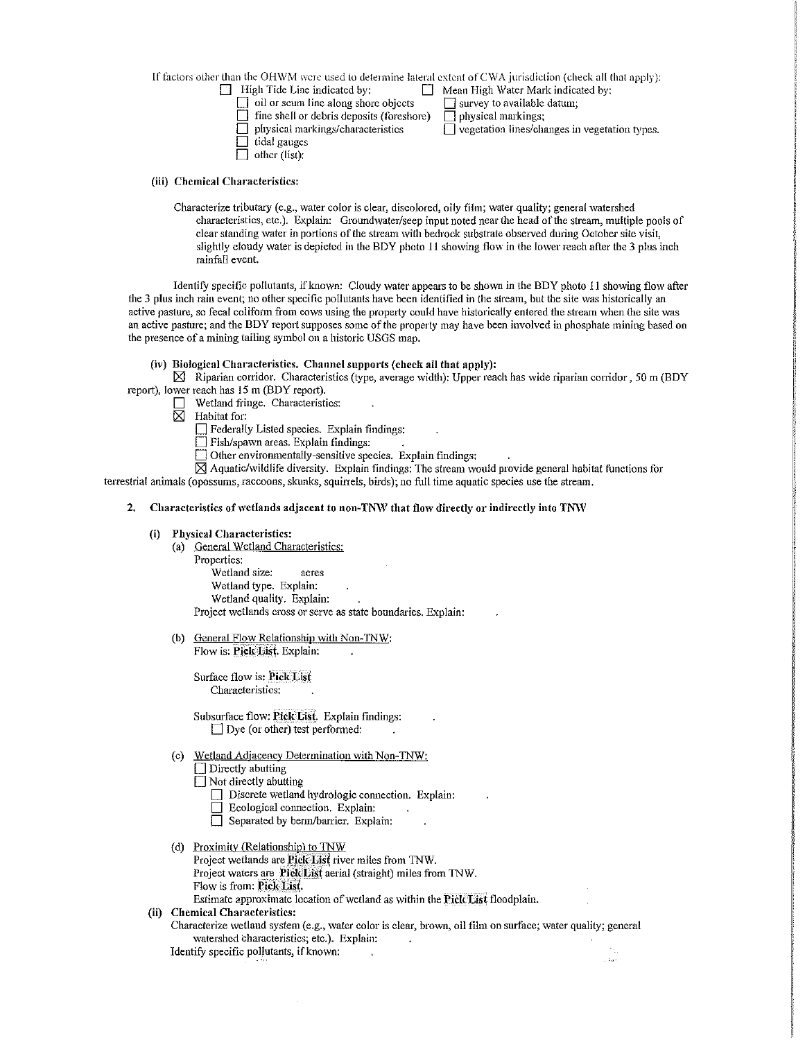If factors other than the OHWM were used to determine lateral extent of CWA jurisdiction (check all that apply):

- ☐ High Tide Line indicated by:
  - ☐ oil or scum line along shore objects
  - ☐ fine shell or debris deposits (foreshore)
  - ☐ physical markings/characteristics
  - ☐ tidal gauges
  - ☐ other (list):
- ☐ Mean High Water Mark indicated by:
  - ☐ survey to available datum;
  - ☐ physical markings;
  - ☐ vegetation lines/changes in vegetation types.

**(iii) Chemical Characteristics:**

Characterize tributary (e.g., water color is clear, discolored, oily film; water quality; general watershed characteristics, etc.). Explain: Groundwater/seep input noted near the head of the stream, multiple pools of clear standing water in portions of the stream with bedrock substrate observed during October site visit, slightly cloudy water is depicted in the BDY photo 11 showing flow in the lower reach after the 3 plus inch rainfall event.

Identify specific pollutants, if known: Cloudy water appears to be shown in the BDY photo 11 showing flow after the 3 plus inch rain event; no other specific pollutants have been identified in the stream, but the site was historically an active pasture, so fecal coliform from cows using the property could have historically entered the stream when the site was an active pasture; and the BDY report supposes some of the property may have been involved in phosphate mining based on the presence of a mining tailing symbol on a historic USGS map.

**(iv) Biological Characteristics. Channel supports (check all that apply):**

☒ Riparian corridor. Characteristics (type, average width): Upper reach has wide riparian corridor , 50 m (BDY report), lower reach has 15 m (BDY report).

☐ Wetland fringe. Characteristics: .

☒ Habitat for:

- ☐ Federally Listed species. Explain findings: .
- ☐ Fish/spawn areas. Explain findings: .
- ☐ Other environmentally-sensitive species. Explain findings: .
- ☒ Aquatic/wildlife diversity. Explain findings: The stream would provide general habitat functions for terrestrial animals (opossums, raccoons, skunks, squirrels, birds); no full time aquatic species use the stream.

**2. Characteristics of wetlands adjacent to non-TNW that flow directly or indirectly into TNW**

**(i) Physical Characteristics:**

(a) General Wetland Characteristics:

Properties:

Wetland size: acres

Wetland type. Explain: .

Wetland quality. Explain: .

Project wetlands cross or serve as state boundaries. Explain: .

(b) General Flow Relationship with Non-TNW:

Flow is: **Pick List**. Explain: .

Surface flow is: **Pick List**

Characteristics: .

Subsurface flow: **Pick List**. Explain findings: .

☐ Dye (or other) test performed: .

(c) Wetland Adjacency Determination with Non-TNW:

☐ Directly abutting

☐ Not directly abutting

- ☐ Discrete wetland hydrologic connection. Explain: .
- ☐ Ecological connection. Explain: .
- ☐ Separated by berm/barrier. Explain: .

(d) Proximity (Relationship) to TNW

Project wetlands are **Pick List** river miles from TNW.

Project waters are **Pick List** aerial (straight) miles from TNW.

Flow is from: **Pick List**.

Estimate approximate location of wetland as within the **Pick List** floodplain.

**(ii) Chemical Characteristics:**

Characterize wetland system (e.g., water color is clear, brown, oil film on surface; water quality; general watershed characteristics; etc.). Explain: .

Identify specific pollutants, if known: .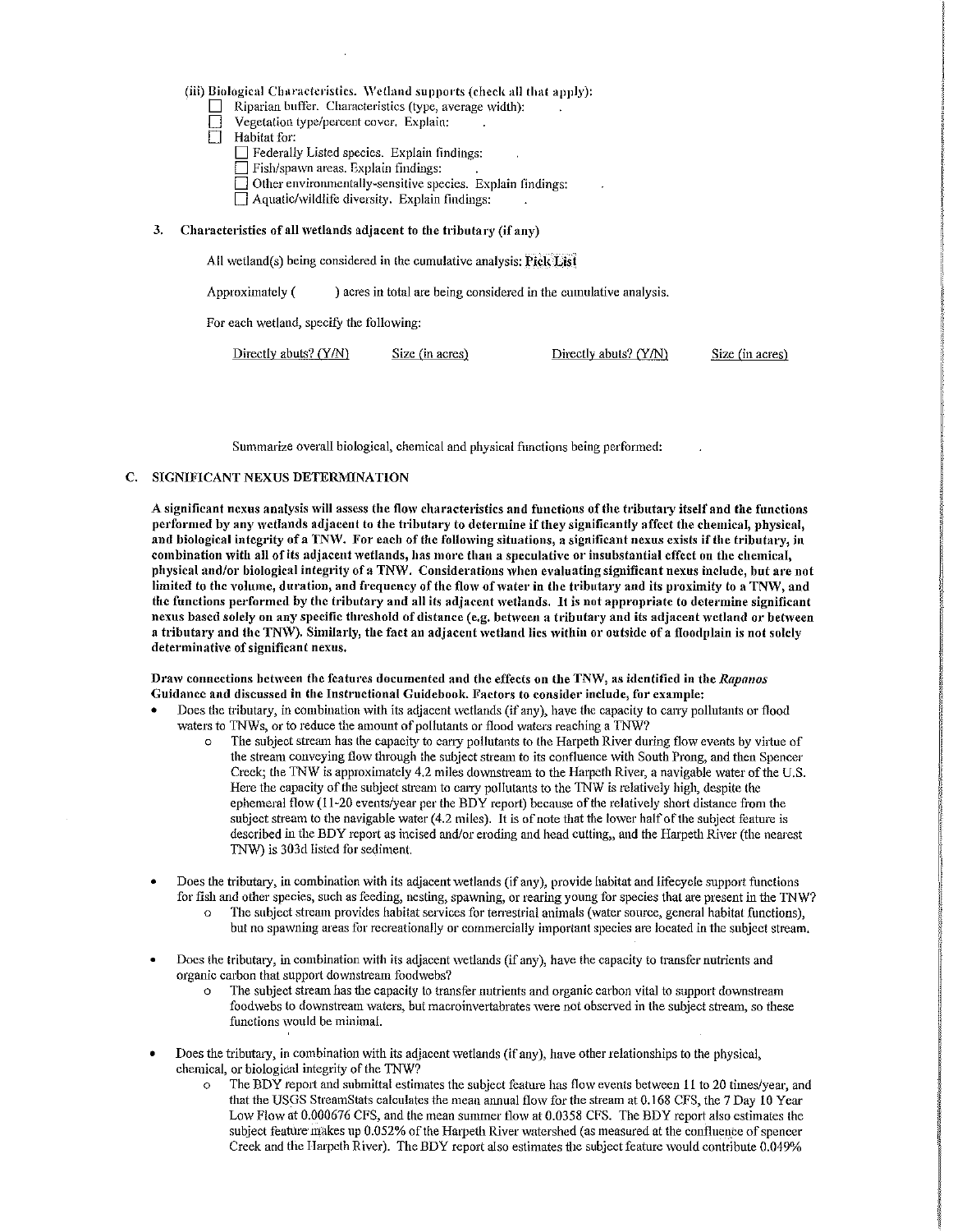(iii) Biological Characteristics. Wetland supports (check all that apply):

- ☐ Riparian buffer. Characteristics (type, average width):
- ☐ Vegetation type/percent cover. Explain:
- ☐ Habitat for:
  - ☐ Federally Listed species. Explain findings:
  - ☐ Fish/spawn areas. Explain findings:
  - ☐ Other environmentally-sensitive species. Explain findings:
  - ☐ Aquatic/wildlife diversity. Explain findings:

**3. Characteristics of all wetlands adjacent to the tributary (if any)**

All wetland(s) being considered in the cumulative analysis: **Pick List**

Approximately ( ) acres in total are being considered in the cumulative analysis.

For each wetland, specify the following:

| Directly abuts? (Y/N) | Size (in acres) | Directly abuts? (Y/N) | Size (in acres) |
|---|---|---|---|

Summarize overall biological, chemical and physical functions being performed:

## C. SIGNIFICANT NEXUS DETERMINATION

**A significant nexus analysis will assess the flow characteristics and functions of the tributary itself and the functions performed by any wetlands adjacent to the tributary to determine if they significantly affect the chemical, physical, and biological integrity of a TNW. For each of the following situations, a significant nexus exists if the tributary, in combination with all of its adjacent wetlands, has more than a speculative or insubstantial effect on the chemical, physical and/or biological integrity of a TNW. Considerations when evaluating significant nexus include, but are not limited to the volume, duration, and frequency of the flow of water in the tributary and its proximity to a TNW, and the functions performed by the tributary and all its adjacent wetlands. It is not appropriate to determine significant nexus based solely on any specific threshold of distance (e.g. between a tributary and its adjacent wetland or between a tributary and the TNW). Similarly, the fact an adjacent wetland lies within or outside of a floodplain is not solely determinative of significant nexus.**

**Draw connections between the features documented and the effects on the TNW, as identified in the *Rapanos* Guidance and discussed in the Instructional Guidebook. Factors to consider include, for example:**

- Does the tributary, in combination with its adjacent wetlands (if any), have the capacity to carry pollutants or flood waters to TNWs, or to reduce the amount of pollutants or flood waters reaching a TNW?
  - The subject stream has the capacity to carry pollutants to the Harpeth River during flow events by virtue of the stream conveying flow through the subject stream to its confluence with South Prong, and then Spencer Creek; the TNW is approximately 4.2 miles downstream to the Harpeth River, a navigable water of the U.S. Here the capacity of the subject stream to carry pollutants to the TNW is relatively high, despite the ephemeral flow (11-20 events/year per the BDY report) because of the relatively short distance from the subject stream to the navigable water (4.2 miles). It is of note that the lower half of the subject feature is described in the BDY report as incised and/or eroding and head cutting,, and the Harpeth River (the nearest TNW) is 303d listed for sediment.

- Does the tributary, in combination with its adjacent wetlands (if any), provide habitat and lifecycle support functions for fish and other species, such as feeding, nesting, spawning, or rearing young for species that are present in the TNW?
  - The subject stream provides habitat services for terrestrial animals (water source, general habitat functions), but no spawning areas for recreationally or commercially important species are located in the subject stream.

- Does the tributary, in combination with its adjacent wetlands (if any), have the capacity to transfer nutrients and organic carbon that support downstream foodwebs?
  - The subject stream has the capacity to transfer nutrients and organic carbon vital to support downstream foodwebs to downstream waters, but macroinvertabrates were not observed in the subject stream, so these functions would be minimal.

- Does the tributary, in combination with its adjacent wetlands (if any), have other relationships to the physical, chemical, or biological integrity of the TNW?
  - The BDY report and submittal estimates the subject feature has flow events between 11 to 20 times/year, and that the USGS StreamStats calculates the mean annual flow for the stream at 0.168 CFS, the 7 Day 10 Year Low Flow at 0.000676 CFS, and the mean summer flow at 0.0358 CFS. The BDY report also estimates the subject feature makes up 0.052% of the Harpeth River watershed (as measured at the confluence of Spencer Creek and the Harpeth River). The BDY report also estimates the subject feature would contribute 0.049%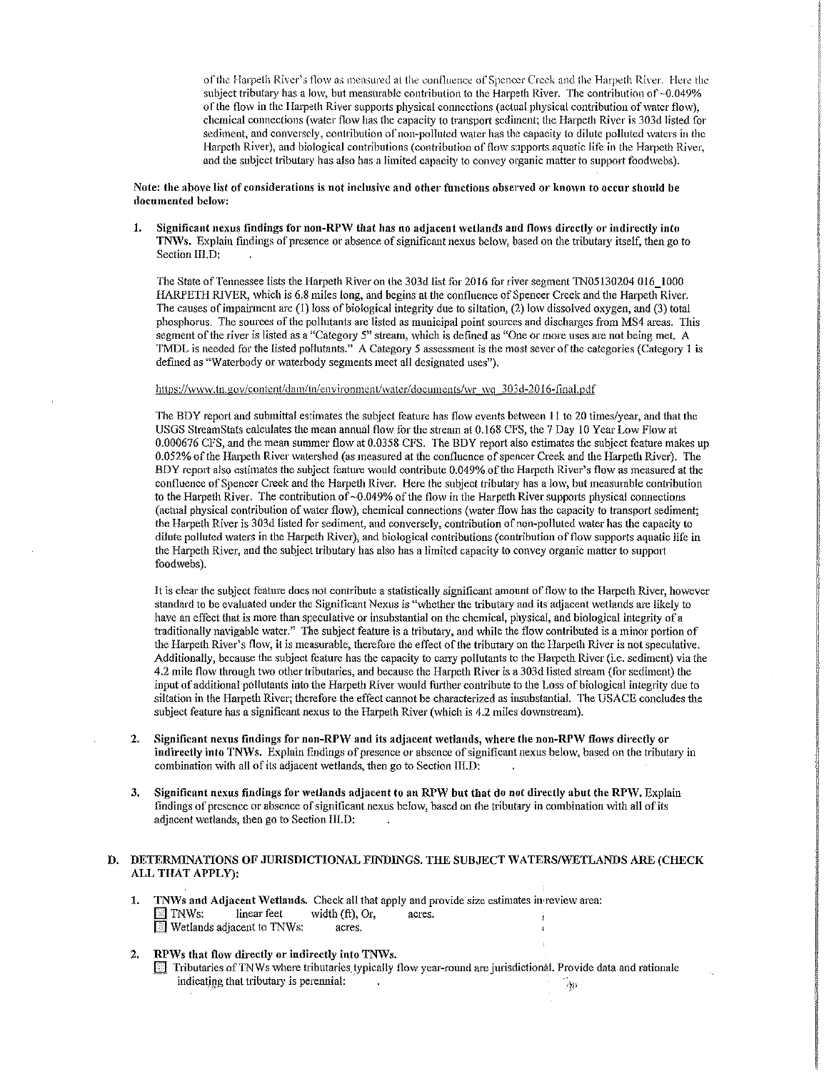of the Harpeth River's flow as measured at the confluence of Spencer Creek and the Harpeth River. Here the subject tributary has a low, but measurable contribution to the Harpeth River. The contribution of ~0.049% of the flow in the Harpeth River supports physical connections (actual physical contribution of water flow), chemical connections (water flow has the capacity to transport sediment; the Harpeth River is 303d listed for sediment, and conversely, contribution of non-polluted water has the capacity to dilute polluted waters in the Harpeth River), and biological contributions (contribution of flow supports aquatic life in the Harpeth River, and the subject tributary has also has a limited capacity to convey organic matter to support foodwebs).

**Note: the above list of considerations is not inclusive and other functions observed or known to occur should be documented below:**

1. **Significant nexus findings for non-RPW that has no adjacent wetlands and flows directly or indirectly into TNWs.** Explain findings of presence or absence of significant nexus below, based on the tributary itself, then go to Section III.D:

   The State of Tennessee lists the Harpeth River on the 303d list for 2016 for river segment TN05130204 016_1000 HARPETH RIVER, which is 6.8 miles long, and begins at the confluence of Spencer Creek and the Harpeth River. The causes of impairment are (1) loss of biological integrity due to siltation, (2) low dissolved oxygen, and (3) total phosphorus. The sources of the pollutants are listed as municipal point sources and discharges from MS4 areas. This segment of the river is listed as a "Category 5" stream, which is defined as "One or more uses are not being met. A TMDL is needed for the listed pollutants." A Category 5 assessment is the most sever of the categories (Category 1 is defined as "Waterbody or waterbody segments meet all designated uses").

   https://www.tn.gov/content/dam/tn/environment/water/documents/wr_wq_303d-2016-final.pdf

   The BDY report and submittal estimates the subject feature has flow events between 11 to 20 times/year, and that the USGS StreamStats calculates the mean annual flow for the stream at 0.168 CFS, the 7 Day 10 Year Low Flow at 0.000676 CFS, and the mean summer flow at 0.0358 CFS. The BDY report also estimates the subject feature makes up 0.052% of the Harpeth River watershed (as measured at the confluence of spencer Creek and the Harpeth River). The BDY report also estimates the subject feature would contribute 0.049% of the Harpeth River's flow as measured at the confluence of Spencer Creek and the Harpeth River. Here the subject tributary has a low, but measurable contribution to the Harpeth River. The contribution of ~0.049% of the flow in the Harpeth River supports physical connections (actual physical contribution of water flow), chemical connections (water flow has the capacity to transport sediment; the Harpeth River is 303d listed for sediment, and conversely, contribution of non-polluted water has the capacity to dilute polluted waters in the Harpeth River), and biological contributions (contribution of flow supports aquatic life in the Harpeth River, and the subject tributary has also has a limited capacity to convey organic matter to support foodwebs).

   It is clear the subject feature does not contribute a statistically significant amount of flow to the Harpeth River, however standard to be evaluated under the Significant Nexus is "whether the tributary and its adjacent wetlands are likely to have an effect that is more than speculative or insubstantial on the chemical, physical, and biological integrity of a traditionally navigable water." The subject feature is a tributary, and while the flow contributed is a minor portion of the Harpeth River's flow, it is measurable, therefore the effect of the tributary on the Harpeth River is not speculative. Additionally, because the subject feature has the capacity to carry pollutants to the Harpeth River (i.e. sediment) via the 4.2 mile flow through two other tributaries, and because the Harpeth River is a 303d listed stream (for sediment) the input of additional pollutants into the Harpeth River would further contribute to the Loss of biological integrity due to siltation in the Harpeth River; therefore the effect cannot be characterized as insubstantial. The USACE concludes the subject feature has a significant nexus to the Harpeth River (which is 4.2 miles downstream).

2. **Significant nexus findings for non-RPW and its adjacent wetlands, where the non-RPW flows directly or indirectly into TNWs.** Explain findings of presence or absence of significant nexus below, based on the tributary in combination with all of its adjacent wetlands, then go to Section III.D:

3. **Significant nexus findings for wetlands adjacent to an RPW but that do not directly abut the RPW.** Explain findings of presence or absence of significant nexus below, based on the tributary in combination with all of its adjacent wetlands, then go to Section III.D:

## D. DETERMINATIONS OF JURISDICTIONAL FINDINGS. THE SUBJECT WATERS/WETLANDS ARE (CHECK ALL THAT APPLY):

1. **TNWs and Adjacent Wetlands.** Check all that apply and provide size estimates in review area:
   - ☐ TNWs: linear feet width (ft), Or, acres.
   - ☐ Wetlands adjacent to TNWs: acres.

2. **RPWs that flow directly or indirectly into TNWs.**
   - ☐ Tributaries of TNWs where tributaries typically flow year-round are jurisdictional. Provide data and rationale indicating that tributary is perennial: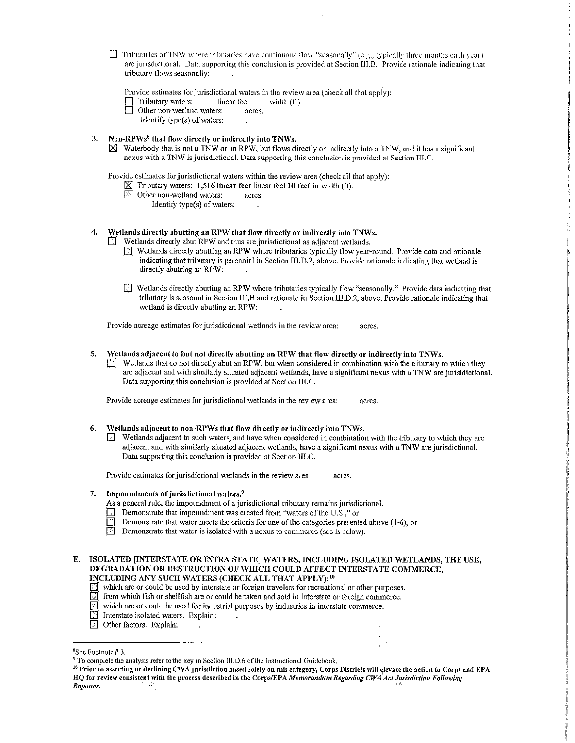☐ Tributaries of TNW where tributaries have continuous flow "seasonally" (e.g., typically three months each year) are jurisdictional. Data supporting this conclusion is provided at Section III.B. Provide rationale indicating that tributary flows seasonally: .

Provide estimates for jurisdictional waters in the review area (check all that apply):

☐ Tributary waters: linear feet width (ft).

☐ Other non-wetland waters: acres.

Identify type(s) of waters: .

**3. Non-RPWs[8] that flow directly or indirectly into TNWs.**

☒ Waterbody that is not a TNW or an RPW, but flows directly or indirectly into a TNW, and it has a significant nexus with a TNW is jurisdictional. Data supporting this conclusion is provided at Section III.C.

Provide estimates for jurisdictional waters within the review area (check all that apply):

☒ Tributary waters: **1,516 linear feet** linear feet **10 feet** in width (ft).

☐ Other non-wetland waters: acres.

Identify type(s) of waters: .

**4. Wetlands directly abutting an RPW that flow directly or indirectly into TNWs.**

☐ Wetlands directly abut RPW and thus are jurisdictional as adjacent wetlands.

☐ Wetlands directly abutting an RPW where tributaries typically flow year-round. Provide data and rationale indicating that tributary is perennial in Section III.D.2, above. Provide rationale indicating that wetland is directly abutting an RPW: .

☐ Wetlands directly abutting an RPW where tributaries typically flow "seasonally." Provide data indicating that tributary is seasonal in Section III.B and rationale in Section III.D.2, above. Provide rationale indicating that wetland is directly abutting an RPW: .

Provide acreage estimates for jurisdictional wetlands in the review area: acres.

**5. Wetlands adjacent to but not directly abutting an RPW that flow directly or indirectly into TNWs.**

☐ Wetlands that do not directly abut an RPW, but when considered in combination with the tributary to which they are adjacent and with similarly situated adjacent wetlands, have a significant nexus with a TNW are jurisidictional. Data supporting this conclusion is provided at Section III.C.

Provide acreage estimates for jurisdictional wetlands in the review area: acres.

**6. Wetlands adjacent to non-RPWs that flow directly or indirectly into TNWs.**

☐ Wetlands adjacent to such waters, and have when considered in combination with the tributary to which they are adjacent and with similarly situated adjacent wetlands, have a significant nexus with a TNW are jurisdictional. Data supporting this conclusion is provided at Section III.C.

Provide estimates for jurisdictional wetlands in the review area: acres.

**7. Impoundments of jurisdictional waters.[9]**

As a general rule, the impoundment of a jurisdictional tributary remains jurisdictional.

☐ Demonstrate that impoundment was created from "waters of the U.S.," or

☐ Demonstrate that water meets the criteria for one of the categories presented above (1-6), or

☐ Demonstrate that water is isolated with a nexus to commerce (see E below).

**E. ISOLATED [INTERSTATE OR INTRA-STATE] WATERS, INCLUDING ISOLATED WETLANDS, THE USE, DEGRADATION OR DESTRUCTION OF WHICH COULD AFFECT INTERSTATE COMMERCE, INCLUDING ANY SUCH WATERS (CHECK ALL THAT APPLY):[10]**

☐ which are or could be used by interstate or foreign travelers for recreational or other purposes.

☐ from which fish or shellfish are or could be taken and sold in interstate or foreign commerce.

☐ which are or could be used for industrial purposes by industries in interstate commerce.

☐ Interstate isolated waters. Explain: .

☐ Other factors. Explain: .

---

[8]See Footnote # 3.

[9] To complete the analysis refer to the key in Section III.D.6 of the Instructional Guidebook.

[10] **Prior to asserting or declining CWA jurisdiction based solely on this category, Corps Districts will elevate the action to Corps and EPA HQ for review consistent with the process described in the Corps/EPA *Memorandum Regarding CWA Act Jurisdiction Following Rapanos.***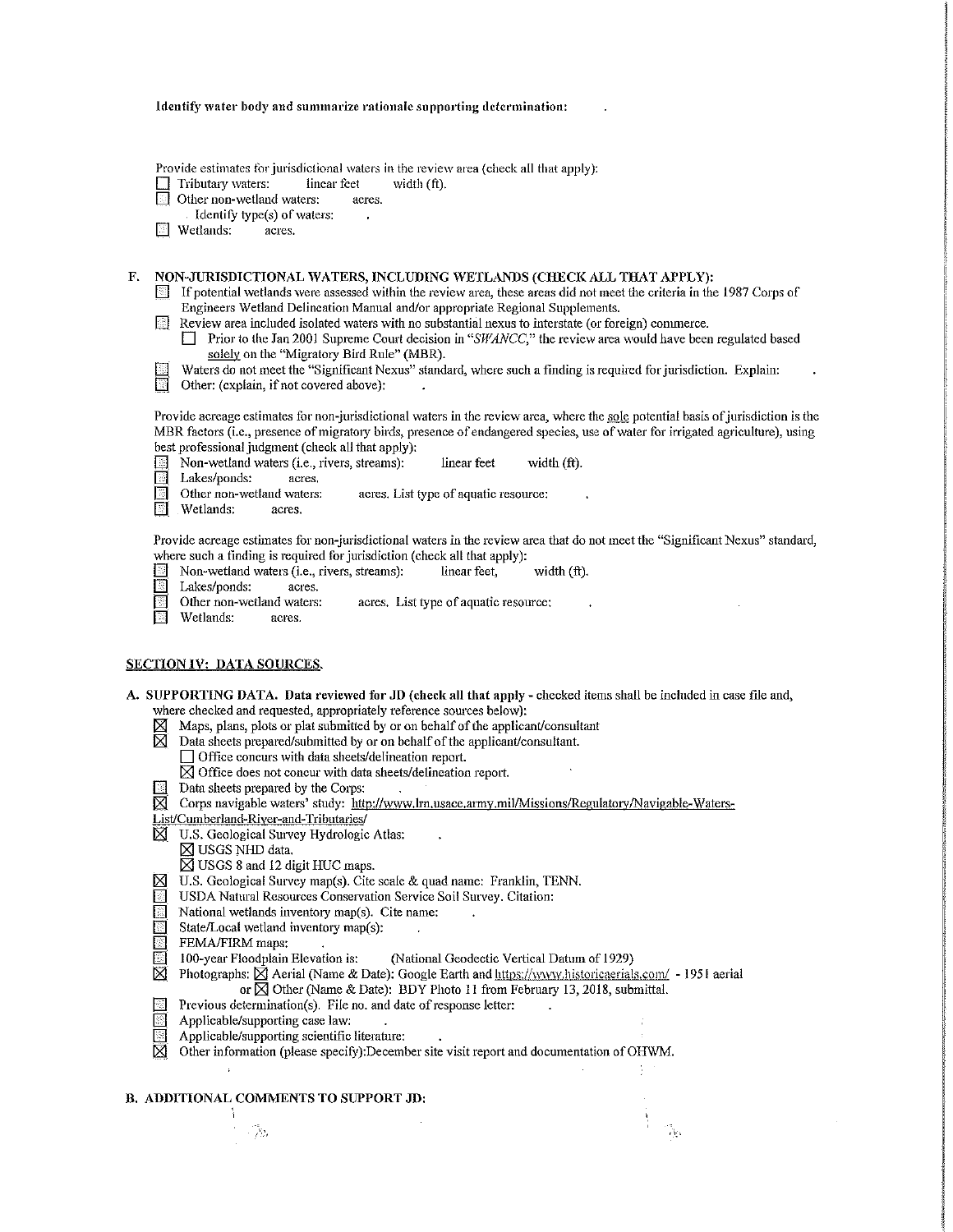**Identify water body and summarize rationale supporting determination:** .

Provide estimates for jurisdictional waters in the review area (check all that apply):

- ☐ Tributary waters: linear feet width (ft).
- ☐ Other non-wetland waters: acres.
  - Identify type(s) of waters: .
- ☐ Wetlands: acres.

**F. NON-JURISDICTIONAL WATERS, INCLUDING WETLANDS (CHECK ALL THAT APPLY):**

- ☐ If potential wetlands were assessed within the review area, these areas did not meet the criteria in the 1987 Corps of Engineers Wetland Delineation Manual and/or appropriate Regional Supplements.
- ☐ Review area included isolated waters with no substantial nexus to interstate (or foreign) commerce.
  - ☐ Prior to the Jan 2001 Supreme Court decision in "*SWANCC*," the review area would have been regulated based solely on the "Migratory Bird Rule" (MBR).
- ☐ Waters do not meet the "Significant Nexus" standard, where such a finding is required for jurisdiction. Explain: .
- ☐ Other: (explain, if not covered above): .

Provide acreage estimates for non-jurisdictional waters in the review area, where the sole potential basis of jurisdiction is the MBR factors (i.e., presence of migratory birds, presence of endangered species, use of water for irrigated agriculture), using best professional judgment (check all that apply):

- ☐ Non-wetland waters (i.e., rivers, streams): linear feet width (ft).
- ☐ Lakes/ponds: acres.
- ☐ Other non-wetland waters: acres. List type of aquatic resource: .
- ☐ Wetlands: acres.

Provide acreage estimates for non-jurisdictional waters in the review area that do not meet the "Significant Nexus" standard, where such a finding is required for jurisdiction (check all that apply):

- ☐ Non-wetland waters (i.e., rivers, streams): linear feet, width (ft).
- ☐ Lakes/ponds: acres.
- ☐ Other non-wetland waters: acres. List type of aquatic resource: .
- ☐ Wetlands: acres.

## SECTION IV: DATA SOURCES.

**A. SUPPORTING DATA. Data reviewed for JD (check all that apply -** checked items shall be included in case file and, where checked and requested, appropriately reference sources below):

- ☒ Maps, plans, plots or plat submitted by or on behalf of the applicant/consultant
- ☒ Data sheets prepared/submitted by or on behalf of the applicant/consultant.
  - ☐ Office concurs with data sheets/delineation report.
  - ☒ Office does not concur with data sheets/delineation report.
- ☐ Data sheets prepared by the Corps: .
- ☒ Corps navigable waters' study: http://www.lrn.usace.army.mil/Missions/Regulatory/Navigable-Waters-List/Cumberland-River-and-Tributaries/
- ☒ U.S. Geological Survey Hydrologic Atlas: .
  - ☒ USGS NHD data.
  - ☒ USGS 8 and 12 digit HUC maps.
- ☒ U.S. Geological Survey map(s). Cite scale & quad name: Franklin, TENN.
- ☐ USDA Natural Resources Conservation Service Soil Survey. Citation: .
- ☐ National wetlands inventory map(s). Cite name: .
- ☐ State/Local wetland inventory map(s): .
- ☐ FEMA/FIRM maps: .
- ☐ 100-year Floodplain Elevation is: (National Geodectic Vertical Datum of 1929)
- ☒ Photographs: ☒ Aerial (Name & Date): Google Earth and https://www.historicaerials.com/ - 1951 aerial
  or ☒ Other (Name & Date): BDY Photo 11 from February 13, 2018, submittal.
- ☐ Previous determination(s). File no. and date of response letter: .
- ☐ Applicable/supporting case law: .
- ☐ Applicable/supporting scientific literature: .
- ☒ Other information (please specify):December site visit report and documentation of OHWM.

**B. ADDITIONAL COMMENTS TO SUPPORT JD:**